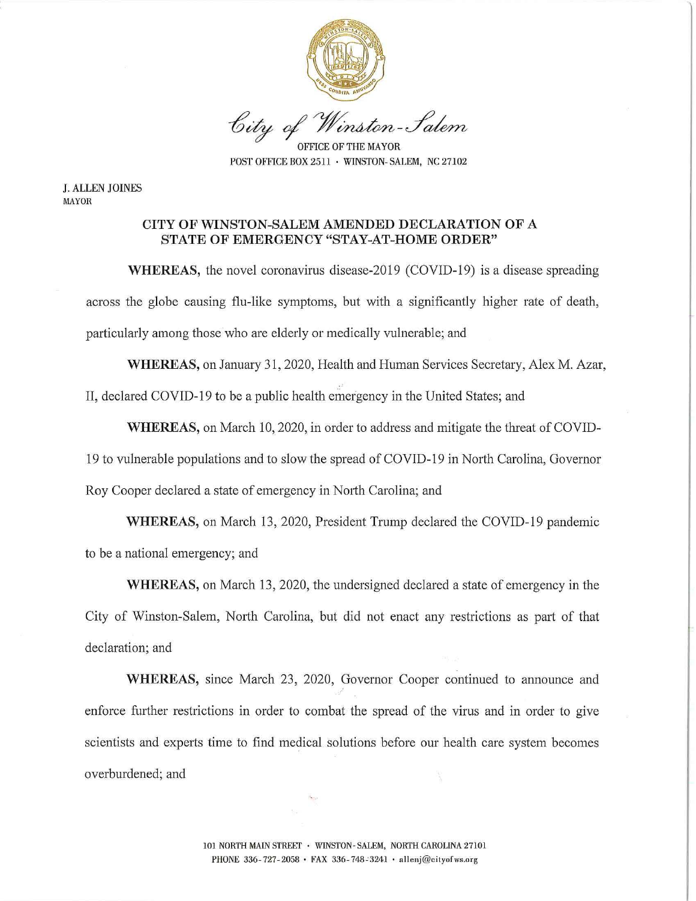*City of Winston-Salem*

OFFICE OF THE MAYOR
POST OFFICE BOX 2511 · WINSTON-SALEM, NC 27102

J. ALLEN JOINES
MAYOR

## CITY OF WINSTON-SALEM AMENDED DECLARATION OF A STATE OF EMERGENCY "STAY-AT-HOME ORDER"

**WHEREAS,** the novel coronavirus disease-2019 (COVID-19) is a disease spreading across the globe causing flu-like symptoms, but with a significantly higher rate of death, particularly among those who are elderly or medically vulnerable; and

**WHEREAS,** on January 31, 2020, Health and Human Services Secretary, Alex M. Azar, II, declared COVID-19 to be a public health emergency in the United States; and

**WHEREAS,** on March 10, 2020, in order to address and mitigate the threat of COVID-19 to vulnerable populations and to slow the spread of COVID-19 in North Carolina, Governor Roy Cooper declared a state of emergency in North Carolina; and

**WHEREAS,** on March 13, 2020, President Trump declared the COVID-19 pandemic to be a national emergency; and

**WHEREAS,** on March 13, 2020, the undersigned declared a state of emergency in the City of Winston-Salem, North Carolina, but did not enact any restrictions as part of that declaration; and

**WHEREAS,** since March 23, 2020, Governor Cooper continued to announce and enforce further restrictions in order to combat the spread of the virus and in order to give scientists and experts time to find medical solutions before our health care system becomes overburdened; and

101 NORTH MAIN STREET · WINSTON-SALEM, NORTH CAROLINA 27101
PHONE 336-727-2058 · FAX 336-748-3241 · allenj@cityofws.org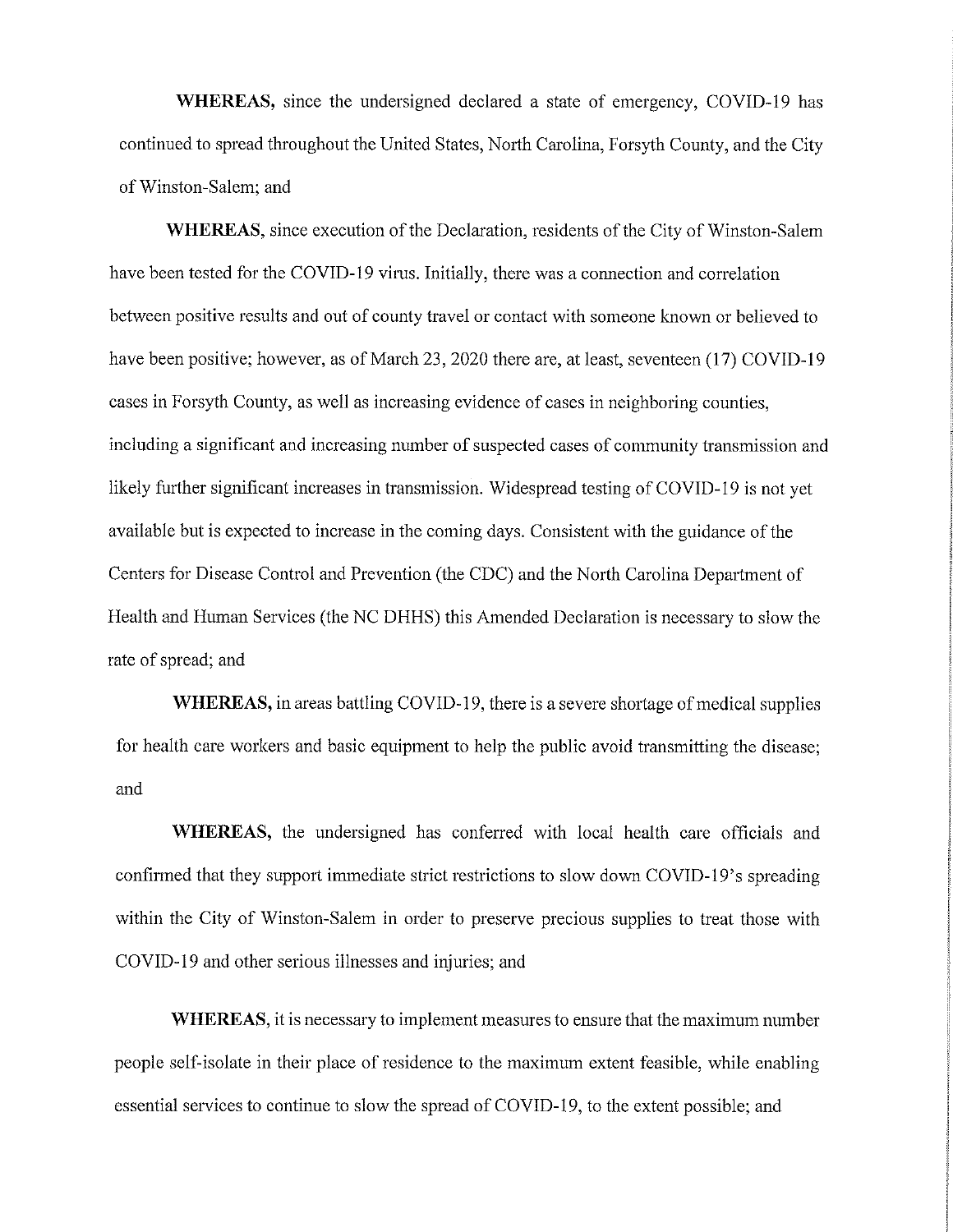**WHEREAS,** since the undersigned declared a state of emergency, COVID-19 has continued to spread throughout the United States, North Carolina, Forsyth County, and the City of Winston-Salem; and

**WHEREAS,** since execution of the Declaration, residents of the City of Winston-Salem have been tested for the COVID-19 virus. Initially, there was a connection and correlation between positive results and out of county travel or contact with someone known or believed to have been positive; however, as of March 23, 2020 there are, at least, seventeen (17) COVID-19 cases in Forsyth County, as well as increasing evidence of cases in neighboring counties, including a significant and increasing number of suspected cases of community transmission and likely further significant increases in transmission. Widespread testing of COVID-19 is not yet available but is expected to increase in the coming days. Consistent with the guidance of the Centers for Disease Control and Prevention (the CDC) and the North Carolina Department of Health and Human Services (the NC DHHS) this Amended Declaration is necessary to slow the rate of spread; and

**WHEREAS,** in areas battling COVID-19, there is a severe shortage of medical supplies for health care workers and basic equipment to help the public avoid transmitting the disease; and

**WHEREAS,** the undersigned has conferred with local health care officials and confirmed that they support immediate strict restrictions to slow down COVID-19's spreading within the City of Winston-Salem in order to preserve precious supplies to treat those with COVID-19 and other serious illnesses and injuries; and

**WHEREAS,** it is necessary to implement measures to ensure that the maximum number people self-isolate in their place of residence to the maximum extent feasible, while enabling essential services to continue to slow the spread of COVID-19, to the extent possible; and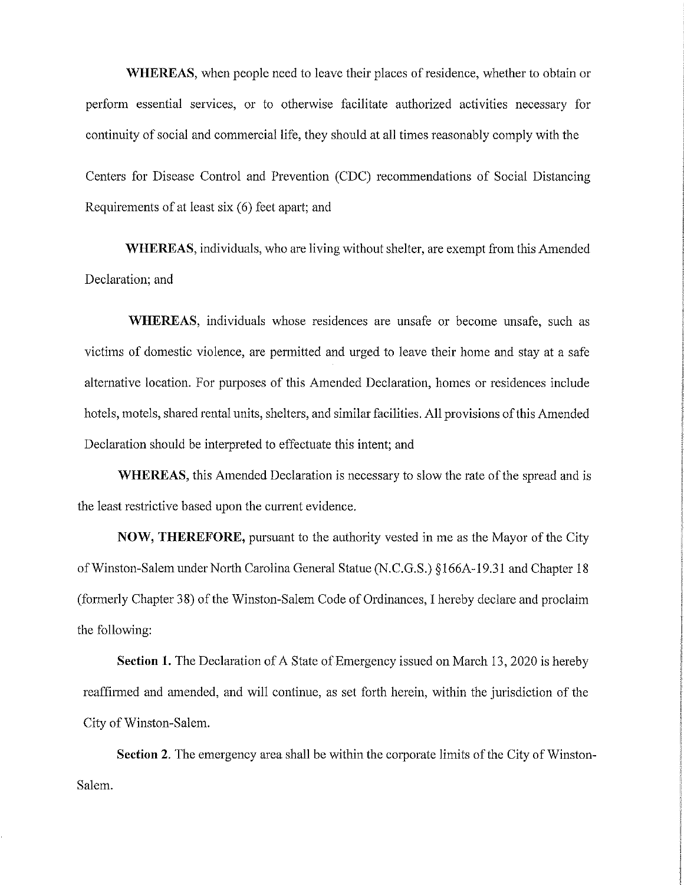**WHEREAS**, when people need to leave their places of residence, whether to obtain or perform essential services, or to otherwise facilitate authorized activities necessary for continuity of social and commercial life, they should at all times reasonably comply with the Centers for Disease Control and Prevention (CDC) recommendations of Social Distancing Requirements of at least six (6) feet apart; and

**WHEREAS**, individuals, who are living without shelter, are exempt from this Amended Declaration; and

**WHEREAS**, individuals whose residences are unsafe or become unsafe, such as victims of domestic violence, are permitted and urged to leave their home and stay at a safe alternative location. For purposes of this Amended Declaration, homes or residences include hotels, motels, shared rental units, shelters, and similar facilities. All provisions of this Amended Declaration should be interpreted to effectuate this intent; and

**WHEREAS,** this Amended Declaration is necessary to slow the rate of the spread and is the least restrictive based upon the current evidence.

**NOW, THEREFORE,** pursuant to the authority vested in me as the Mayor of the City of Winston-Salem under North Carolina General Statue (N.C.G.S.) §166A-19.31 and Chapter 18 (formerly Chapter 38) of the Winston-Salem Code of Ordinances, I hereby declare and proclaim the following:

**Section 1.** The Declaration of A State of Emergency issued on March 13, 2020 is hereby reaffirmed and amended, and will continue, as set forth herein, within the jurisdiction of the City of Winston-Salem.

**Section 2.** The emergency area shall be within the corporate limits of the City of Winston-Salem.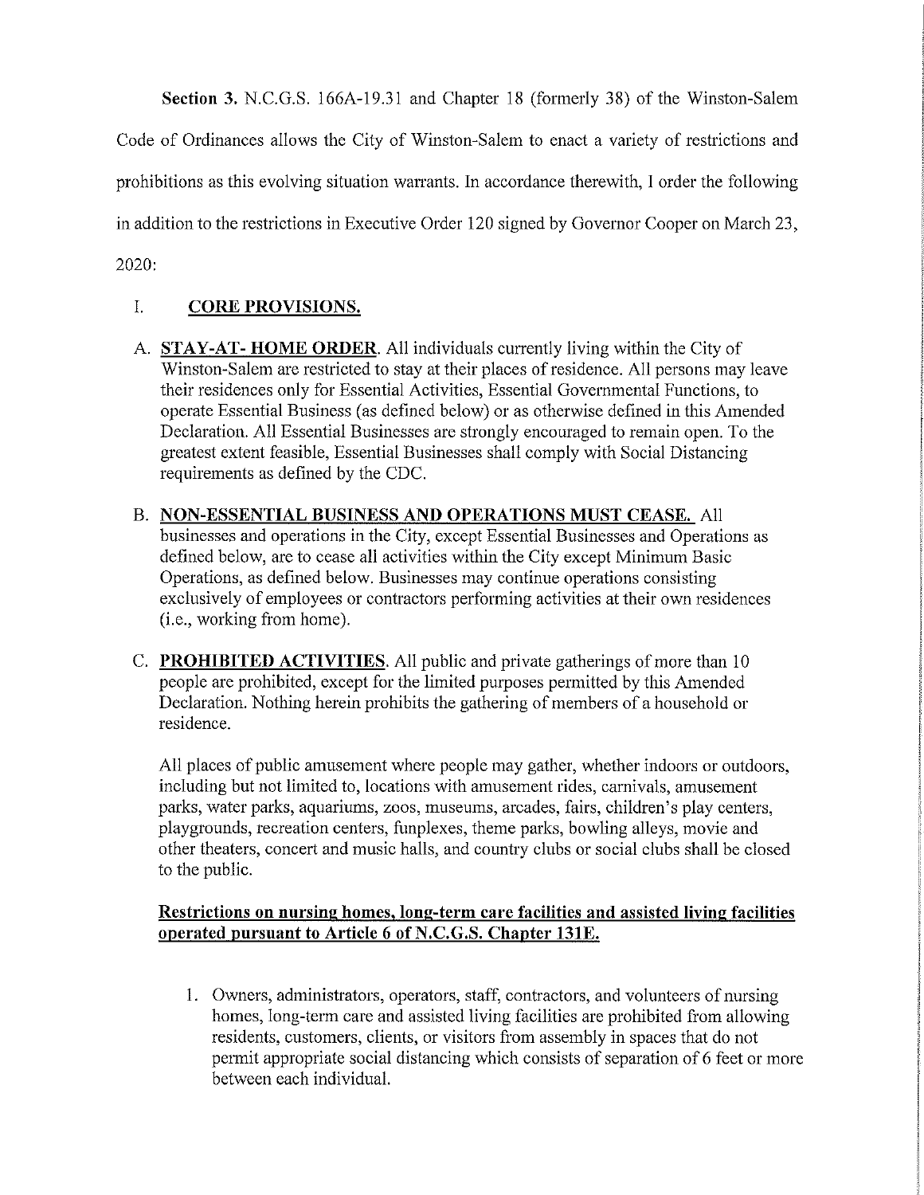**Section 3.** N.C.G.S. 166A-19.31 and Chapter 18 (formerly 38) of the Winston-Salem Code of Ordinances allows the City of Winston-Salem to enact a variety of restrictions and prohibitions as this evolving situation warrants. In accordance therewith, I order the following in addition to the restrictions in Executive Order 120 signed by Governor Cooper on March 23, 2020:

## I. CORE PROVISIONS.

A. **STAY-AT- HOME ORDER**. All individuals currently living within the City of Winston-Salem are restricted to stay at their places of residence. All persons may leave their residences only for Essential Activities, Essential Governmental Functions, to operate Essential Business (as defined below) or as otherwise defined in this Amended Declaration. All Essential Businesses are strongly encouraged to remain open. To the greatest extent feasible, Essential Businesses shall comply with Social Distancing requirements as defined by the CDC.

B. **NON-ESSENTIAL BUSINESS AND OPERATIONS MUST CEASE.** All businesses and operations in the City, except Essential Businesses and Operations as defined below, are to cease all activities within the City except Minimum Basic Operations, as defined below. Businesses may continue operations consisting exclusively of employees or contractors performing activities at their own residences (i.e., working from home).

C. **PROHIBITED ACTIVITIES**. All public and private gatherings of more than 10 people are prohibited, except for the limited purposes permitted by this Amended Declaration. Nothing herein prohibits the gathering of members of a household or residence.

All places of public amusement where people may gather, whether indoors or outdoors, including but not limited to, locations with amusement rides, carnivals, amusement parks, water parks, aquariums, zoos, museums, arcades, fairs, children's play centers, playgrounds, recreation centers, funplexes, theme parks, bowling alleys, movie and other theaters, concert and music halls, and country clubs or social clubs shall be closed to the public.

**Restrictions on nursing homes, long-term care facilities and assisted living facilities operated pursuant to Article 6 of N.C.G.S. Chapter 131E.**

1. Owners, administrators, operators, staff, contractors, and volunteers of nursing homes, long-term care and assisted living facilities are prohibited from allowing residents, customers, clients, or visitors from assembly in spaces that do not permit appropriate social distancing which consists of separation of 6 feet or more between each individual.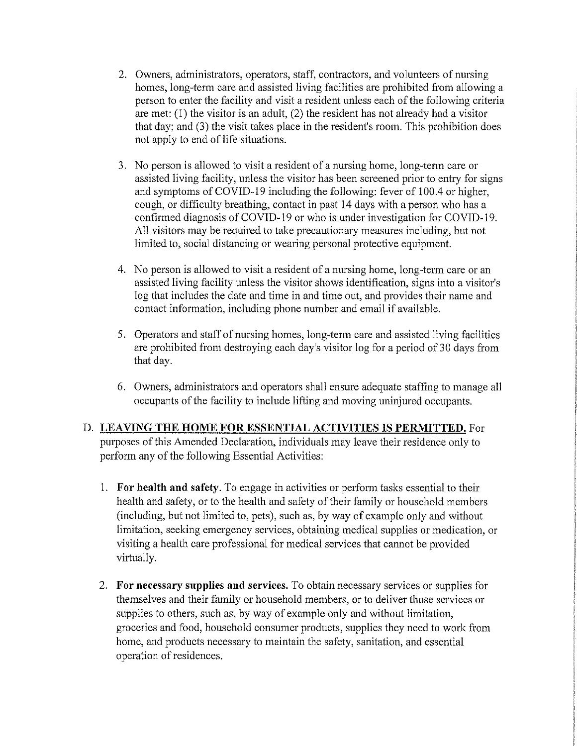2. Owners, administrators, operators, staff, contractors, and volunteers of nursing homes, long-term care and assisted living facilities are prohibited from allowing a person to enter the facility and visit a resident unless each of the following criteria are met: (1) the visitor is an adult, (2) the resident has not already had a visitor that day; and (3) the visit takes place in the resident's room. This prohibition does not apply to end of life situations.

3. No person is allowed to visit a resident of a nursing home, long-term care or assisted living facility, unless the visitor has been screened prior to entry for signs and symptoms of COVID-19 including the following: fever of 100.4 or higher, cough, or difficulty breathing, contact in past 14 days with a person who has a confirmed diagnosis of COVID-19 or who is under investigation for COVID-19. All visitors may be required to take precautionary measures including, but not limited to, social distancing or wearing personal protective equipment.

4. No person is allowed to visit a resident of a nursing home, long-term care or an assisted living facility unless the visitor shows identification, signs into a visitor's log that includes the date and time in and time out, and provides their name and contact information, including phone number and email if available.

5. Operators and staff of nursing homes, long-term care and assisted living facilities are prohibited from destroying each day's visitor log for a period of 30 days from that day.

6. Owners, administrators and operators shall ensure adequate staffing to manage all occupants of the facility to include lifting and moving uninjured occupants.

D. **LEAVING THE HOME FOR ESSENTIAL ACTIVITIES IS PERMITTED.** For purposes of this Amended Declaration, individuals may leave their residence only to perform any of the following Essential Activities:

1. **For health and safety**. To engage in activities or perform tasks essential to their health and safety, or to the health and safety of their family or household members (including, but not limited to, pets), such as, by way of example only and without limitation, seeking emergency services, obtaining medical supplies or medication, or visiting a health care professional for medical services that cannot be provided virtually.

2. **For necessary supplies and services.** To obtain necessary services or supplies for themselves and their family or household members, or to deliver those services or supplies to others, such as, by way of example only and without limitation, groceries and food, household consumer products, supplies they need to work from home, and products necessary to maintain the safety, sanitation, and essential operation of residences.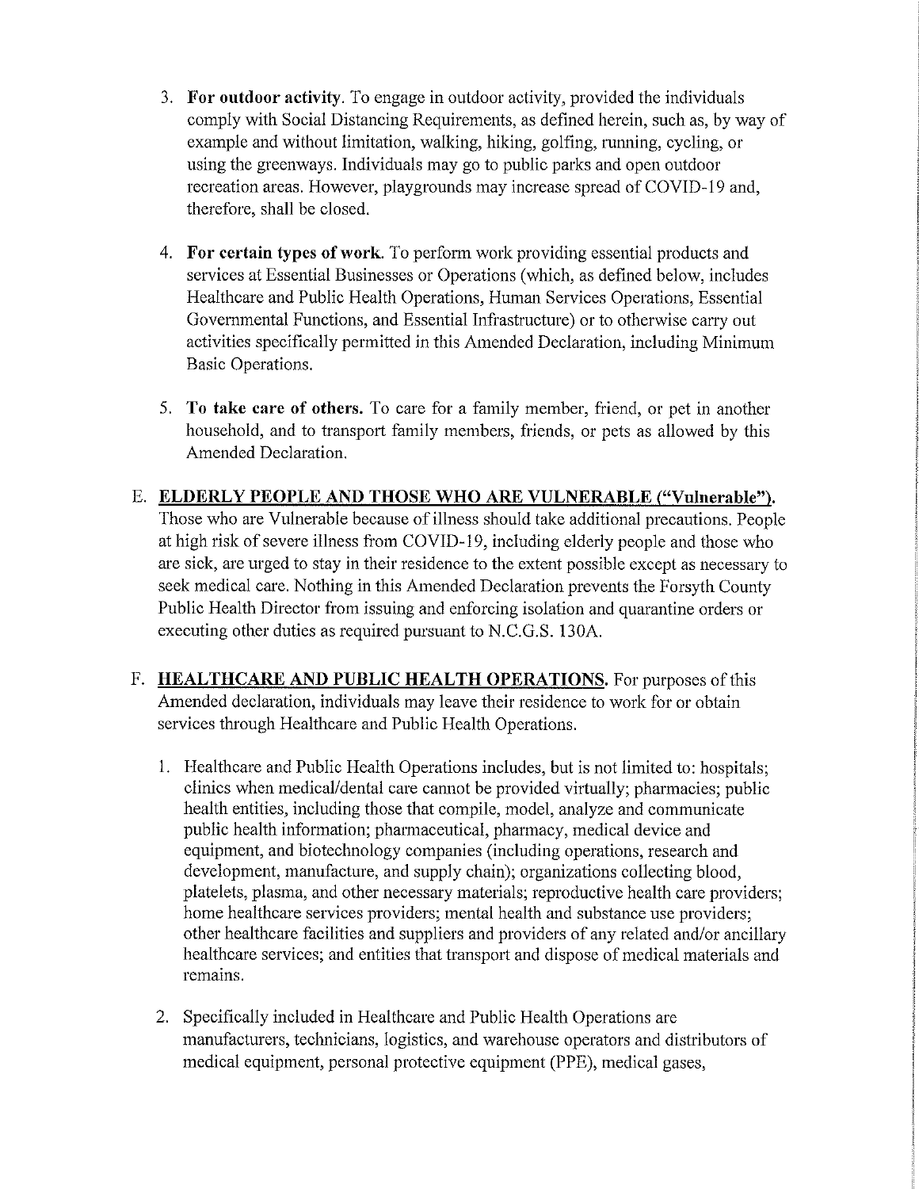3. **For outdoor activity**. To engage in outdoor activity, provided the individuals comply with Social Distancing Requirements, as defined herein, such as, by way of example and without limitation, walking, hiking, golfing, running, cycling, or using the greenways. Individuals may go to public parks and open outdoor recreation areas. However, playgrounds may increase spread of COVID-19 and, therefore, shall be closed.

4. **For certain types of work.** To perform work providing essential products and services at Essential Businesses or Operations (which, as defined below, includes Healthcare and Public Health Operations, Human Services Operations, Essential Governmental Functions, and Essential Infrastructure) or to otherwise carry out activities specifically permitted in this Amended Declaration, including Minimum Basic Operations.

5. **To take care of others.** To care for a family member, friend, or pet in another household, and to transport family members, friends, or pets as allowed by this Amended Declaration.

E. **<u>ELDERLY PEOPLE AND THOSE WHO ARE VULNERABLE ("Vulnerable").</u>** Those who are Vulnerable because of illness should take additional precautions. People at high risk of severe illness from COVID-19, including elderly people and those who are sick, are urged to stay in their residence to the extent possible except as necessary to seek medical care. Nothing in this Amended Declaration prevents the Forsyth County Public Health Director from issuing and enforcing isolation and quarantine orders or executing other duties as required pursuant to N.C.G.S. 130A.

F. **<u>HEALTHCARE AND PUBLIC HEALTH OPERATIONS.</u>** For purposes of this Amended declaration, individuals may leave their residence to work for or obtain services through Healthcare and Public Health Operations.

1. Healthcare and Public Health Operations includes, but is not limited to: hospitals; clinics when medical/dental care cannot be provided virtually; pharmacies; public health entities, including those that compile, model, analyze and communicate public health information; pharmaceutical, pharmacy, medical device and equipment, and biotechnology companies (including operations, research and development, manufacture, and supply chain); organizations collecting blood, platelets, plasma, and other necessary materials; reproductive health care providers; home healthcare services providers; mental health and substance use providers; other healthcare facilities and suppliers and providers of any related and/or ancillary healthcare services; and entities that transport and dispose of medical materials and remains.

2. Specifically included in Healthcare and Public Health Operations are manufacturers, technicians, logistics, and warehouse operators and distributors of medical equipment, personal protective equipment (PPE), medical gases,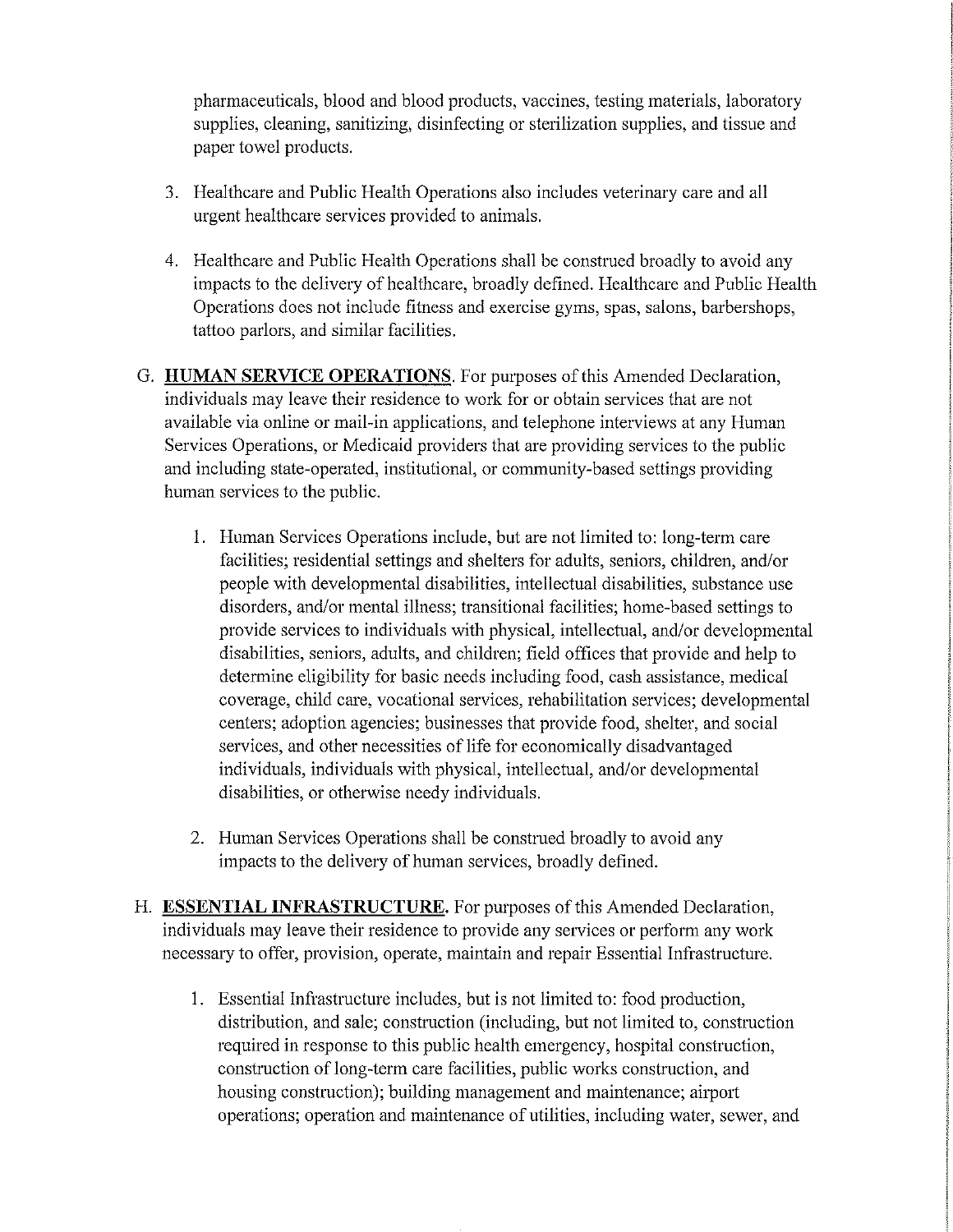pharmaceuticals, blood and blood products, vaccines, testing materials, laboratory supplies, cleaning, sanitizing, disinfecting or sterilization supplies, and tissue and paper towel products.

3. Healthcare and Public Health Operations also includes veterinary care and all urgent healthcare services provided to animals.

4. Healthcare and Public Health Operations shall be construed broadly to avoid any impacts to the delivery of healthcare, broadly defined. Healthcare and Public Health Operations does not include fitness and exercise gyms, spas, salons, barbershops, tattoo parlors, and similar facilities.

G. **HUMAN SERVICE OPERATIONS**. For purposes of this Amended Declaration, individuals may leave their residence to work for or obtain services that are not available via online or mail-in applications, and telephone interviews at any Human Services Operations, or Medicaid providers that are providing services to the public and including state-operated, institutional, or community-based settings providing human services to the public.

1. Human Services Operations include, but are not limited to: long-term care facilities; residential settings and shelters for adults, seniors, children, and/or people with developmental disabilities, intellectual disabilities, substance use disorders, and/or mental illness; transitional facilities; home-based settings to provide services to individuals with physical, intellectual, and/or developmental disabilities, seniors, adults, and children; field offices that provide and help to determine eligibility for basic needs including food, cash assistance, medical coverage, child care, vocational services, rehabilitation services; developmental centers; adoption agencies; businesses that provide food, shelter, and social services, and other necessities of life for economically disadvantaged individuals, individuals with physical, intellectual, and/or developmental disabilities, or otherwise needy individuals.

2. Human Services Operations shall be construed broadly to avoid any impacts to the delivery of human services, broadly defined.

H. **ESSENTIAL INFRASTRUCTURE.** For purposes of this Amended Declaration, individuals may leave their residence to provide any services or perform any work necessary to offer, provision, operate, maintain and repair Essential Infrastructure.

1. Essential Infrastructure includes, but is not limited to: food production, distribution, and sale; construction (including, but not limited to, construction required in response to this public health emergency, hospital construction, construction of long-term care facilities, public works construction, and housing construction); building management and maintenance; airport operations; operation and maintenance of utilities, including water, sewer, and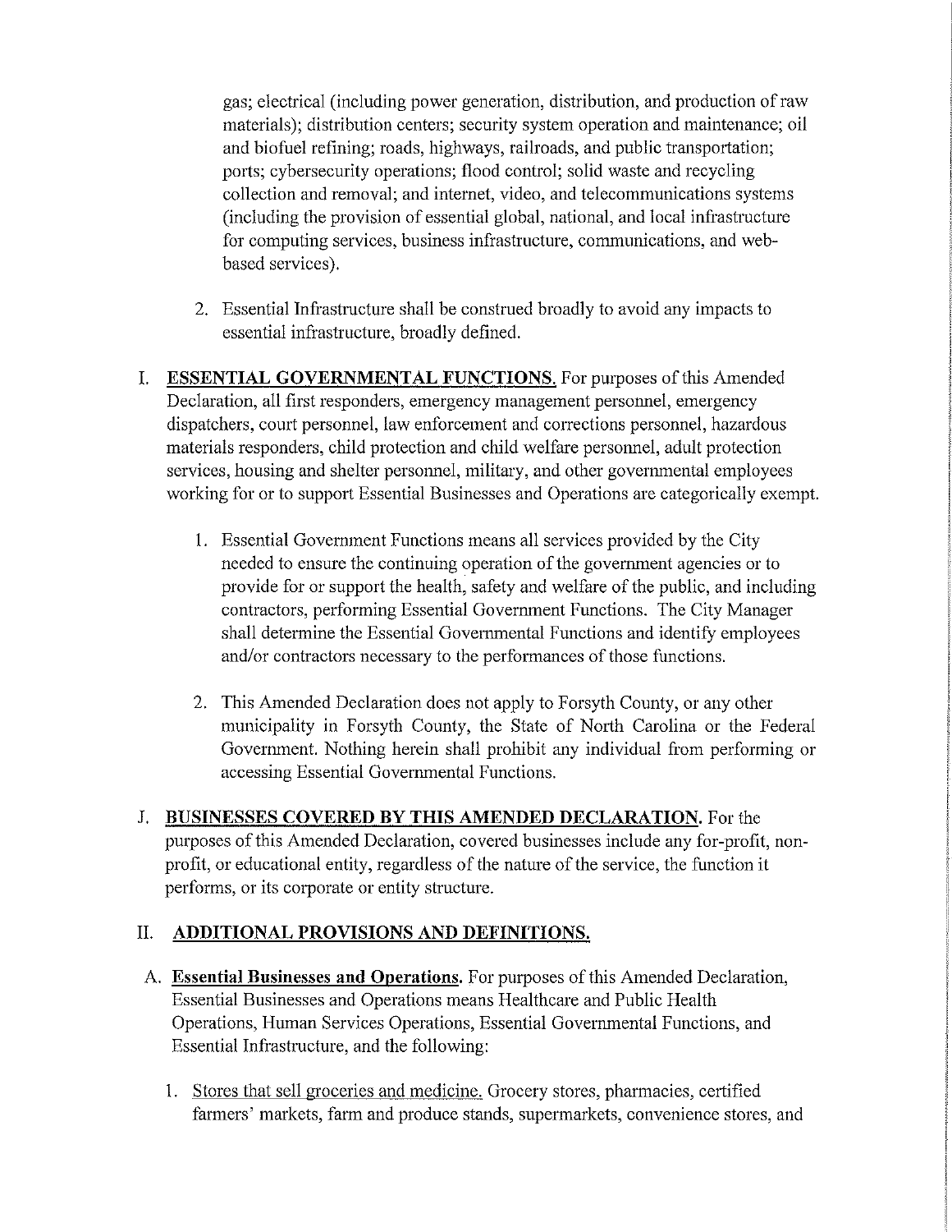gas; electrical (including power generation, distribution, and production of raw materials); distribution centers; security system operation and maintenance; oil and biofuel refining; roads, highways, railroads, and public transportation; ports; cybersecurity operations; flood control; solid waste and recycling collection and removal; and internet, video, and telecommunications systems (including the provision of essential global, national, and local infrastructure for computing services, business infrastructure, communications, and web-based services).

2. Essential Infrastructure shall be construed broadly to avoid any impacts to essential infrastructure, broadly defined.

I. **ESSENTIAL GOVERNMENTAL FUNCTIONS.** For purposes of this Amended Declaration, all first responders, emergency management personnel, emergency dispatchers, court personnel, law enforcement and corrections personnel, hazardous materials responders, child protection and child welfare personnel, adult protection services, housing and shelter personnel, military, and other governmental employees working for or to support Essential Businesses and Operations are categorically exempt.

   1. Essential Government Functions means all services provided by the City needed to ensure the continuing operation of the government agencies or to provide for or support the health, safety and welfare of the public, and including contractors, performing Essential Government Functions. The City Manager shall determine the Essential Governmental Functions and identify employees and/or contractors necessary to the performances of those functions.

   2. This Amended Declaration does not apply to Forsyth County, or any other municipality in Forsyth County, the State of North Carolina or the Federal Government. Nothing herein shall prohibit any individual from performing or accessing Essential Governmental Functions.

J. **BUSINESSES COVERED BY THIS AMENDED DECLARATION.** For the purposes of this Amended Declaration, covered businesses include any for-profit, non-profit, or educational entity, regardless of the nature of the service, the function it performs, or its corporate or entity structure.

## II. ADDITIONAL PROVISIONS AND DEFINITIONS.

A. **Essential Businesses and Operations.** For purposes of this Amended Declaration, Essential Businesses and Operations means Healthcare and Public Health Operations, Human Services Operations, Essential Governmental Functions, and Essential Infrastructure, and the following:

   1. Stores that sell groceries and medicine. Grocery stores, pharmacies, certified farmers' markets, farm and produce stands, supermarkets, convenience stores, and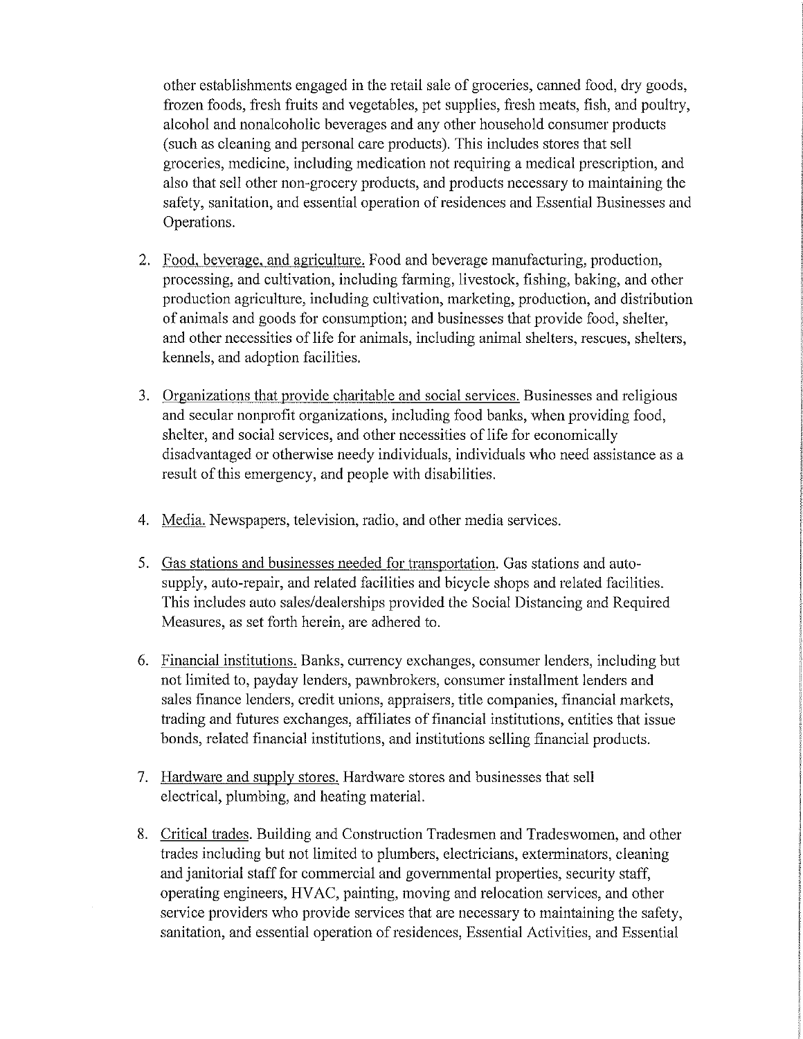other establishments engaged in the retail sale of groceries, canned food, dry goods, frozen foods, fresh fruits and vegetables, pet supplies, fresh meats, fish, and poultry, alcohol and nonalcoholic beverages and any other household consumer products (such as cleaning and personal care products). This includes stores that sell groceries, medicine, including medication not requiring a medical prescription, and also that sell other non-grocery products, and products necessary to maintaining the safety, sanitation, and essential operation of residences and Essential Businesses and Operations.

2. Food, beverage, and agriculture. Food and beverage manufacturing, production, processing, and cultivation, including farming, livestock, fishing, baking, and other production agriculture, including cultivation, marketing, production, and distribution of animals and goods for consumption; and businesses that provide food, shelter, and other necessities of life for animals, including animal shelters, rescues, shelters, kennels, and adoption facilities.

3. Organizations that provide charitable and social services. Businesses and religious and secular nonprofit organizations, including food banks, when providing food, shelter, and social services, and other necessities of life for economically disadvantaged or otherwise needy individuals, individuals who need assistance as a result of this emergency, and people with disabilities.

4. Media. Newspapers, television, radio, and other media services.

5. Gas stations and businesses needed for transportation. Gas stations and auto-supply, auto-repair, and related facilities and bicycle shops and related facilities. This includes auto sales/dealerships provided the Social Distancing and Required Measures, as set forth herein, are adhered to.

6. Financial institutions. Banks, currency exchanges, consumer lenders, including but not limited to, payday lenders, pawnbrokers, consumer installment lenders and sales finance lenders, credit unions, appraisers, title companies, financial markets, trading and futures exchanges, affiliates of financial institutions, entities that issue bonds, related financial institutions, and institutions selling financial products.

7. Hardware and supply stores. Hardware stores and businesses that sell electrical, plumbing, and heating material.

8. Critical trades. Building and Construction Tradesmen and Tradeswomen, and other trades including but not limited to plumbers, electricians, exterminators, cleaning and janitorial staff for commercial and governmental properties, security staff, operating engineers, HVAC, painting, moving and relocation services, and other service providers who provide services that are necessary to maintaining the safety, sanitation, and essential operation of residences, Essential Activities, and Essential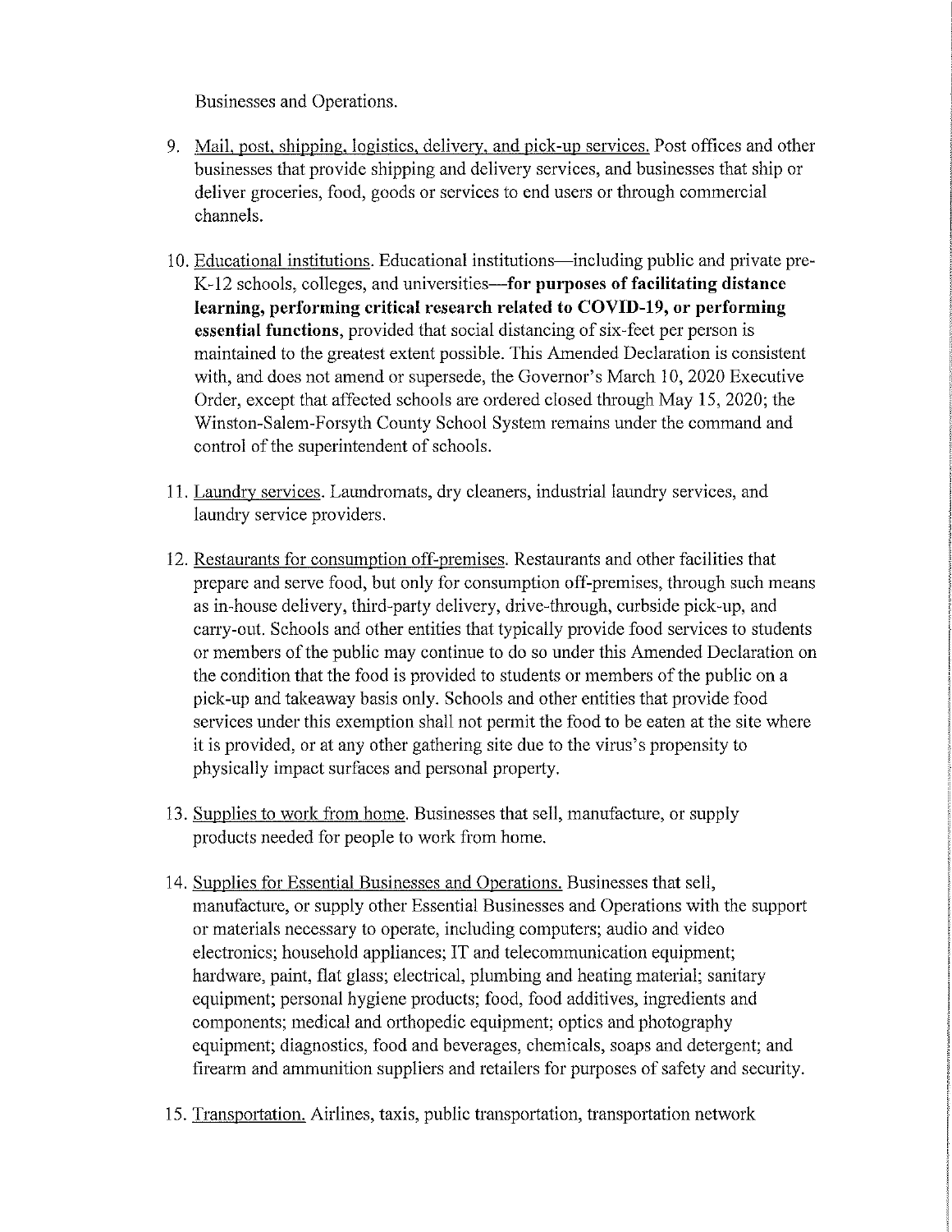Businesses and Operations.

9. Mail, post, shipping, logistics, delivery, and pick-up services. Post offices and other businesses that provide shipping and delivery services, and businesses that ship or deliver groceries, food, goods or services to end users or through commercial channels.

10. Educational institutions. Educational institutions—including public and private pre-K-12 schools, colleges, and universities—**for purposes of facilitating distance learning, performing critical research related to COVID-19, or performing essential functions**, provided that social distancing of six-feet per person is maintained to the greatest extent possible. This Amended Declaration is consistent with, and does not amend or supersede, the Governor's March 10, 2020 Executive Order, except that affected schools are ordered closed through May 15, 2020; the Winston-Salem-Forsyth County School System remains under the command and control of the superintendent of schools.

11. Laundry services. Laundromats, dry cleaners, industrial laundry services, and laundry service providers.

12. Restaurants for consumption off-premises. Restaurants and other facilities that prepare and serve food, but only for consumption off-premises, through such means as in-house delivery, third-party delivery, drive-through, curbside pick-up, and carry-out. Schools and other entities that typically provide food services to students or members of the public may continue to do so under this Amended Declaration on the condition that the food is provided to students or members of the public on a pick-up and takeaway basis only. Schools and other entities that provide food services under this exemption shall not permit the food to be eaten at the site where it is provided, or at any other gathering site due to the virus's propensity to physically impact surfaces and personal property.

13. Supplies to work from home. Businesses that sell, manufacture, or supply products needed for people to work from home.

14. Supplies for Essential Businesses and Operations. Businesses that sell, manufacture, or supply other Essential Businesses and Operations with the support or materials necessary to operate, including computers; audio and video electronics; household appliances; IT and telecommunication equipment; hardware, paint, flat glass; electrical, plumbing and heating material; sanitary equipment; personal hygiene products; food, food additives, ingredients and components; medical and orthopedic equipment; optics and photography equipment; diagnostics, food and beverages, chemicals, soaps and detergent; and firearm and ammunition suppliers and retailers for purposes of safety and security.

15. Transportation. Airlines, taxis, public transportation, transportation network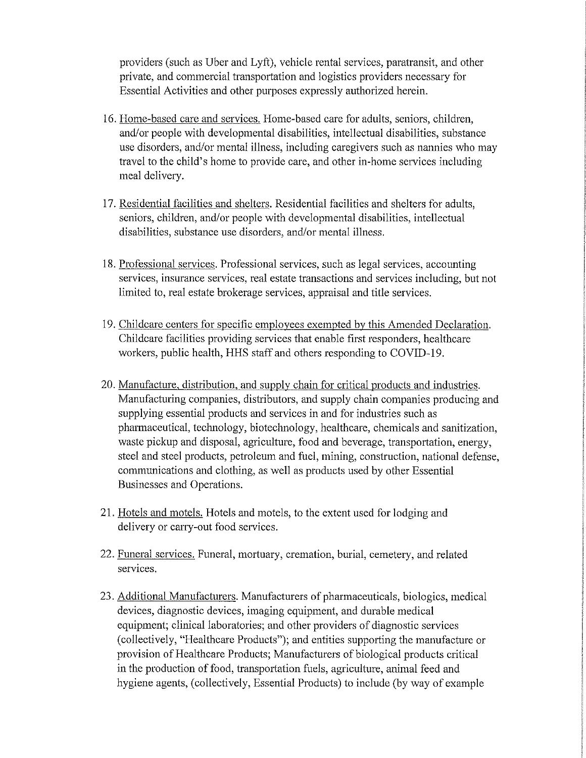providers (such as Uber and Lyft), vehicle rental services, paratransit, and other private, and commercial transportation and logistics providers necessary for Essential Activities and other purposes expressly authorized herein.

16. Home-based care and services. Home-based care for adults, seniors, children, and/or people with developmental disabilities, intellectual disabilities, substance use disorders, and/or mental illness, including caregivers such as nannies who may travel to the child's home to provide care, and other in-home services including meal delivery.

17. Residential facilities and shelters. Residential facilities and shelters for adults, seniors, children, and/or people with developmental disabilities, intellectual disabilities, substance use disorders, and/or mental illness.

18. Professional services. Professional services, such as legal services, accounting services, insurance services, real estate transactions and services including, but not limited to, real estate brokerage services, appraisal and title services.

19. Childcare centers for specific employees exempted by this Amended Declaration. Childcare facilities providing services that enable first responders, healthcare workers, public health, HHS staff and others responding to COVID-19.

20. Manufacture, distribution, and supply chain for critical products and industries. Manufacturing companies, distributors, and supply chain companies producing and supplying essential products and services in and for industries such as pharmaceutical, technology, biotechnology, healthcare, chemicals and sanitization, waste pickup and disposal, agriculture, food and beverage, transportation, energy, steel and steel products, petroleum and fuel, mining, construction, national defense, communications and clothing, as well as products used by other Essential Businesses and Operations.

21. Hotels and motels. Hotels and motels, to the extent used for lodging and delivery or carry-out food services.

22. Funeral services. Funeral, mortuary, cremation, burial, cemetery, and related services.

23. Additional Manufacturers. Manufacturers of pharmaceuticals, biologics, medical devices, diagnostic devices, imaging equipment, and durable medical equipment; clinical laboratories; and other providers of diagnostic services (collectively, "Healthcare Products"); and entities supporting the manufacture or provision of Healthcare Products; Manufacturers of biological products critical in the production of food, transportation fuels, agriculture, animal feed and hygiene agents, (collectively, Essential Products) to include (by way of example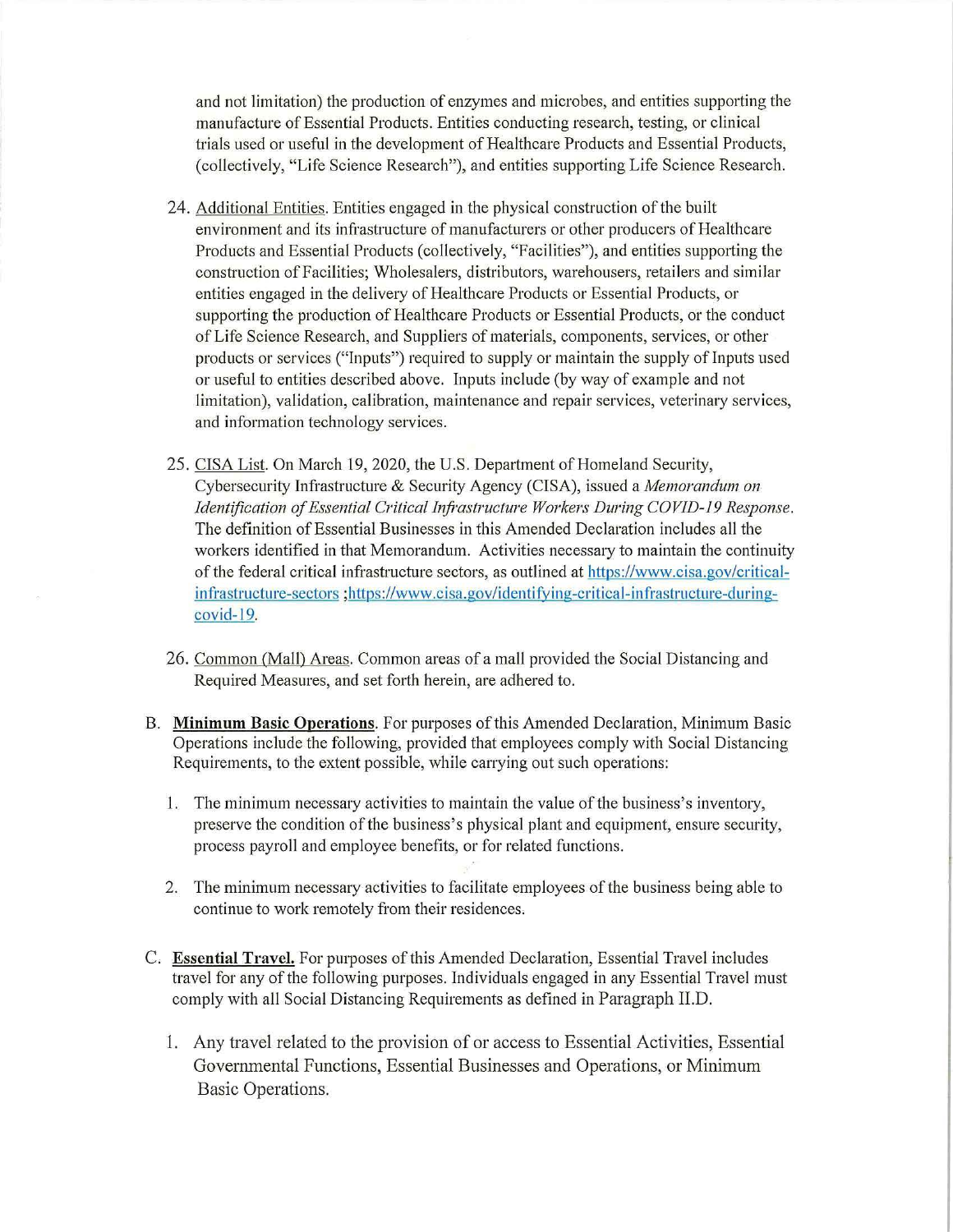and not limitation) the production of enzymes and microbes, and entities supporting the manufacture of Essential Products. Entities conducting research, testing, or clinical trials used or useful in the development of Healthcare Products and Essential Products, (collectively, "Life Science Research"), and entities supporting Life Science Research.

24. Additional Entities. Entities engaged in the physical construction of the built environment and its infrastructure of manufacturers or other producers of Healthcare Products and Essential Products (collectively, "Facilities"), and entities supporting the construction of Facilities; Wholesalers, distributors, warehousers, retailers and similar entities engaged in the delivery of Healthcare Products or Essential Products, or supporting the production of Healthcare Products or Essential Products, or the conduct of Life Science Research, and Suppliers of materials, components, services, or other products or services ("Inputs") required to supply or maintain the supply of Inputs used or useful to entities described above. Inputs include (by way of example and not limitation), validation, calibration, maintenance and repair services, veterinary services, and information technology services.

25. CISA List. On March 19, 2020, the U.S. Department of Homeland Security, Cybersecurity Infrastructure & Security Agency (CISA), issued a *Memorandum on Identification of Essential Critical Infrastructure Workers During COVID-19 Response*. The definition of Essential Businesses in this Amended Declaration includes all the workers identified in that Memorandum. Activities necessary to maintain the continuity of the federal critical infrastructure sectors, as outlined at https://www.cisa.gov/critical-infrastructure-sectors ;https://www.cisa.gov/identifying-critical-infrastructure-during-covid-19.

26. Common (Mall) Areas. Common areas of a mall provided the Social Distancing and Required Measures, and set forth herein, are adhered to.

B. **Minimum Basic Operations**. For purposes of this Amended Declaration, Minimum Basic Operations include the following, provided that employees comply with Social Distancing Requirements, to the extent possible, while carrying out such operations:

   1. The minimum necessary activities to maintain the value of the business's inventory, preserve the condition of the business's physical plant and equipment, ensure security, process payroll and employee benefits, or for related functions.

   2. The minimum necessary activities to facilitate employees of the business being able to continue to work remotely from their residences.

C. **Essential Travel.** For purposes of this Amended Declaration, Essential Travel includes travel for any of the following purposes. Individuals engaged in any Essential Travel must comply with all Social Distancing Requirements as defined in Paragraph II.D.

   1. Any travel related to the provision of or access to Essential Activities, Essential Governmental Functions, Essential Businesses and Operations, or Minimum Basic Operations.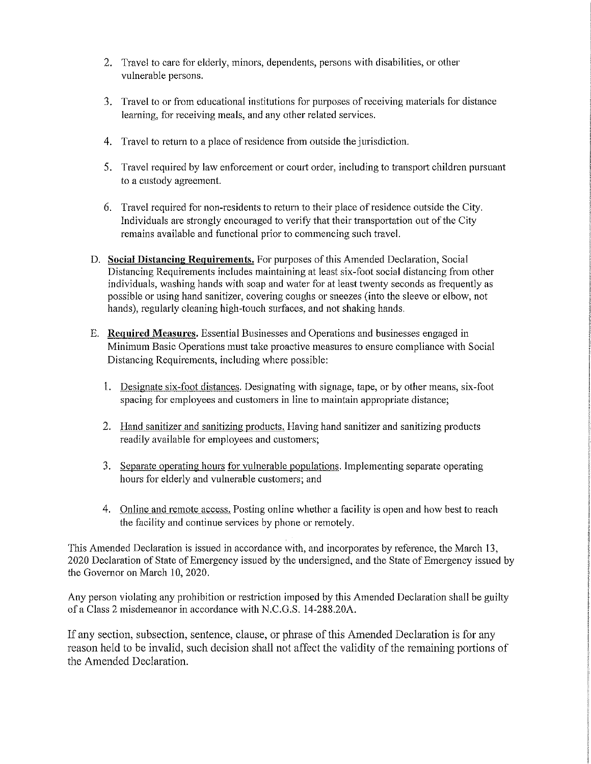2. Travel to care for elderly, minors, dependents, persons with disabilities, or other vulnerable persons.

3. Travel to or from educational institutions for purposes of receiving materials for distance learning, for receiving meals, and any other related services.

4. Travel to return to a place of residence from outside the jurisdiction.

5. Travel required by law enforcement or court order, including to transport children pursuant to a custody agreement.

6. Travel required for non-residents to return to their place of residence outside the City. Individuals are strongly encouraged to verify that their transportation out of the City remains available and functional prior to commencing such travel.

D. **Social Distancing Requirements.** For purposes of this Amended Declaration, Social Distancing Requirements includes maintaining at least six-foot social distancing from other individuals, washing hands with soap and water for at least twenty seconds as frequently as possible or using hand sanitizer, covering coughs or sneezes (into the sleeve or elbow, not hands), regularly cleaning high-touch surfaces, and not shaking hands.

E. **Required Measures.** Essential Businesses and Operations and businesses engaged in Minimum Basic Operations must take proactive measures to ensure compliance with Social Distancing Requirements, including where possible:

   1. Designate six-foot distances. Designating with signage, tape, or by other means, six-foot spacing for employees and customers in line to maintain appropriate distance;

   2. Hand sanitizer and sanitizing products. Having hand sanitizer and sanitizing products readily available for employees and customers;

   3. Separate operating hours for vulnerable populations. Implementing separate operating hours for elderly and vulnerable customers; and

   4. Online and remote access. Posting online whether a facility is open and how best to reach the facility and continue services by phone or remotely.

This Amended Declaration is issued in accordance with, and incorporates by reference, the March 13, 2020 Declaration of State of Emergency issued by the undersigned, and the State of Emergency issued by the Governor on March 10, 2020.

Any person violating any prohibition or restriction imposed by this Amended Declaration shall be guilty of a Class 2 misdemeanor in accordance with N.C.G.S. 14-288.20A.

If any section, subsection, sentence, clause, or phrase of this Amended Declaration is for any reason held to be invalid, such decision shall not affect the validity of the remaining portions of the Amended Declaration.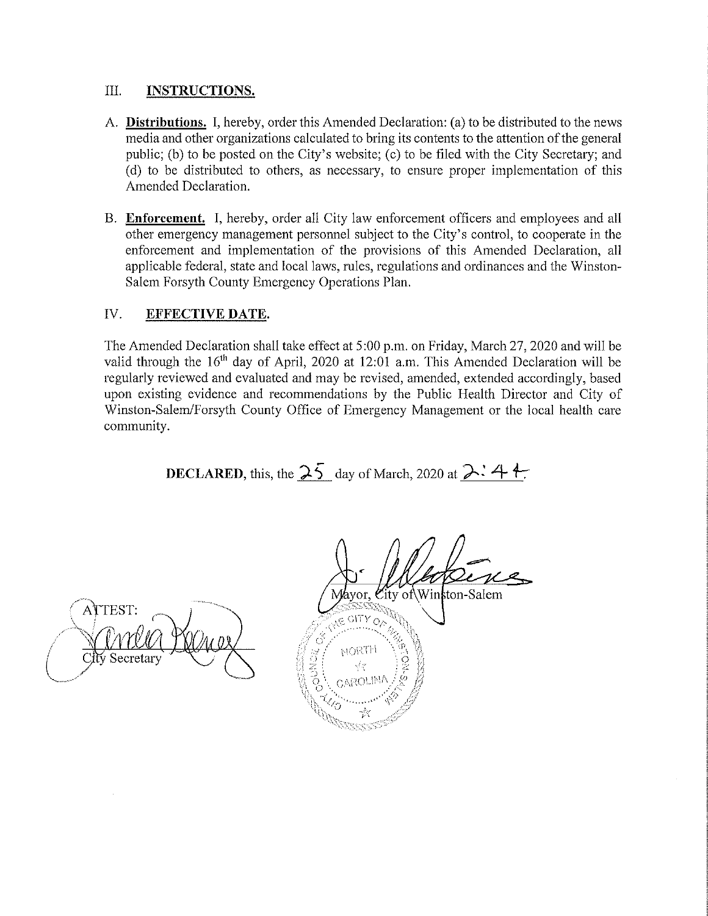## III. INSTRUCTIONS.

A. **Distributions.** I, hereby, order this Amended Declaration: (a) to be distributed to the news media and other organizations calculated to bring its contents to the attention of the general public; (b) to be posted on the City's website; (c) to be filed with the City Secretary; and (d) to be distributed to others, as necessary, to ensure proper implementation of this Amended Declaration.

B. **Enforcement.** I, hereby, order all City law enforcement officers and employees and all other emergency management personnel subject to the City's control, to cooperate in the enforcement and implementation of the provisions of this Amended Declaration, all applicable federal, state and local laws, rules, regulations and ordinances and the Winston-Salem Forsyth County Emergency Operations Plan.

## IV. EFFECTIVE DATE.

The Amended Declaration shall take effect at 5:00 p.m. on Friday, March 27, 2020 and will be valid through the 16th day of April, 2020 at 12:01 a.m. This Amended Declaration will be regularly reviewed and evaluated and may be revised, amended, extended accordingly, based upon existing evidence and recommendations by the Public Health Director and City of Winston-Salem/Forsyth County Office of Emergency Management or the local health care community.

**DECLARED**, this, the 25 day of March, 2020 at 2:44.

Mayor, City of Winston-Salem

ATTEST:

City Secretary